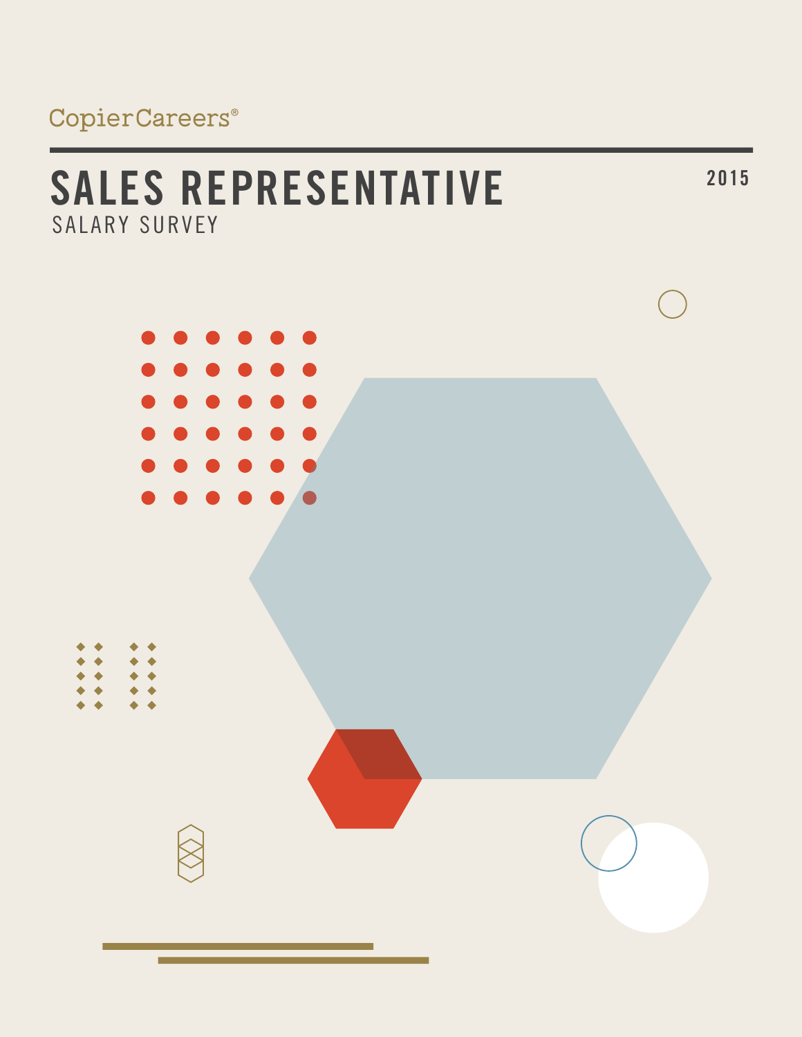CopierCareers®

# SALES REPRESENTATIVE

## SALARY SURVEY

2015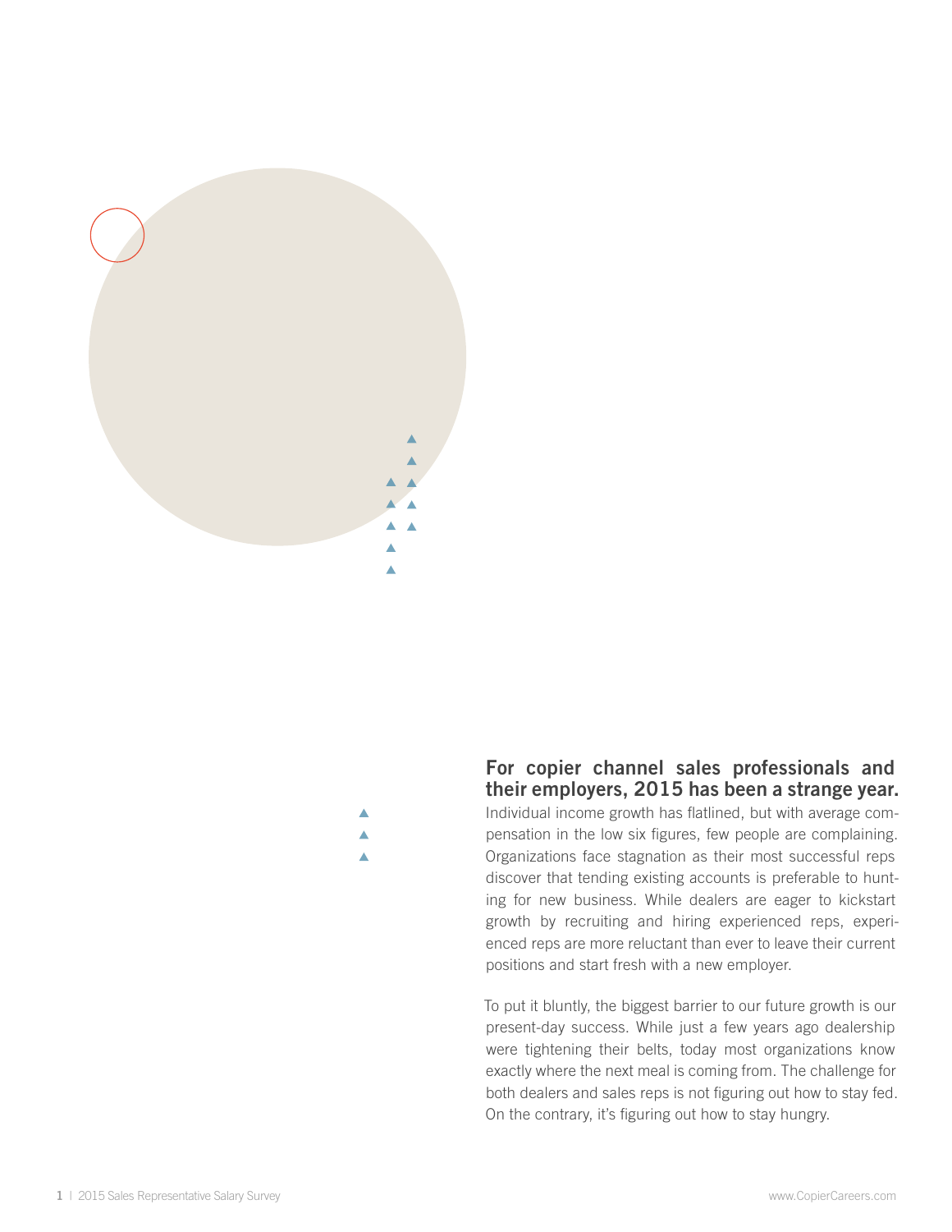**For copier channel sales professionals and their employers, 2015 has been a strange year.** Individual income growth has flatlined, but with average compensation in the low six figures, few people are complaining. Organizations face stagnation as their most successful reps discover that tending existing accounts is preferable to hunting for new business. While dealers are eager to kickstart growth by recruiting and hiring experienced reps, experienced reps are more reluctant than ever to leave their current positions and start fresh with a new employer.

To put it bluntly, the biggest barrier to our future growth is our present-day success. While just a few years ago dealership were tightening their belts, today most organizations know exactly where the next meal is coming from. The challenge for both dealers and sales reps is not figuring out how to stay fed. On the contrary, it's figuring out how to stay hungry.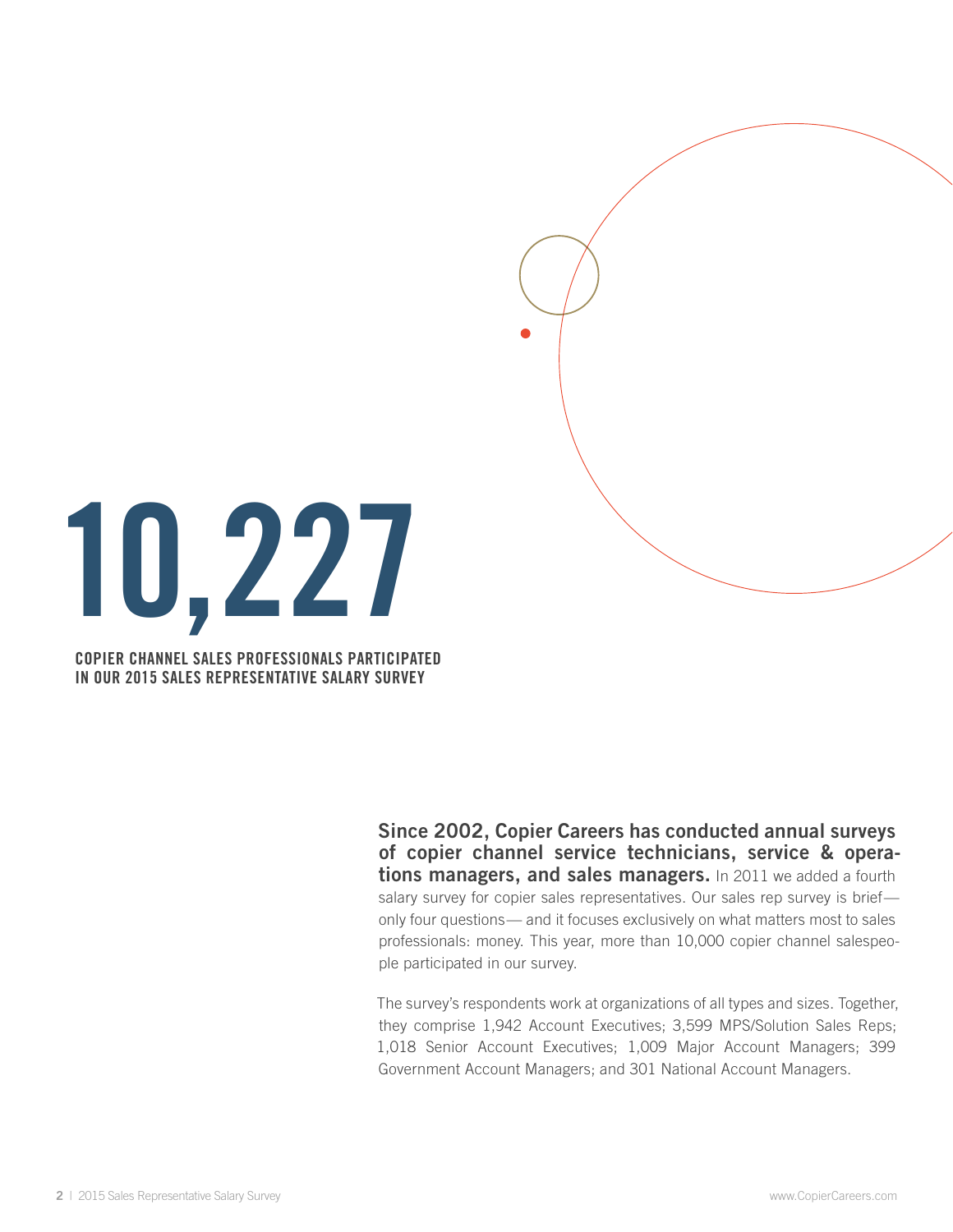# 10,227

**COPIER CHANNEL SALES PROFESSIONALS PARTICIPATED IN OUR 2015 SALES REPRESENTATIVE SALARY SURVEY**

**Since 2002, Copier Careers has conducted annual surveys of copier channel service technicians, service & operations managers, and sales managers.** In 2011 we added a fourth salary survey for copier sales representatives. Our sales rep survey is brief—only four questions— and it focuses exclusively on what matters most to sales professionals: money. This year, more than 10,000 copier channel salespeople participated in our survey.

The survey's respondents work at organizations of all types and sizes. Together, they comprise 1,942 Account Executives; 3,599 MPS/Solution Sales Reps; 1,018 Senior Account Executives; 1,009 Major Account Managers; 399 Government Account Managers; and 301 National Account Managers.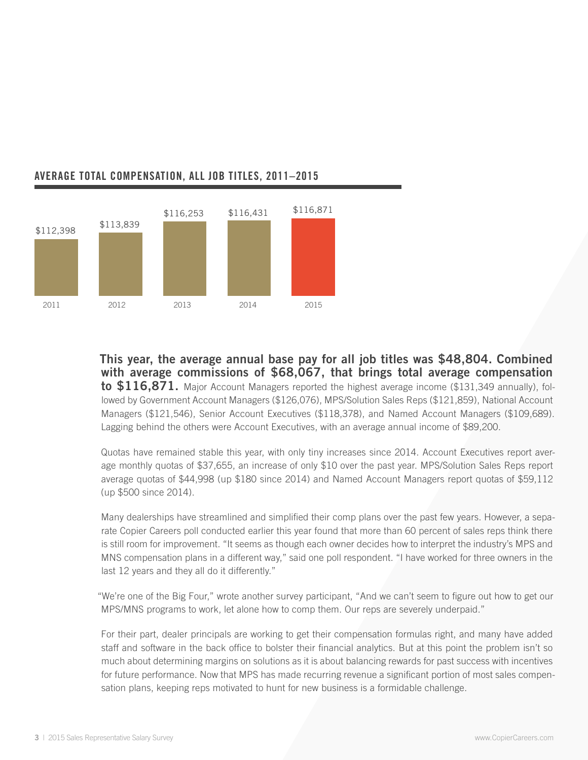## AVERAGE TOTAL COMPENSATION, ALL JOB TITLES, 2011–2015

| Year | Average Total Compensation |
|---|---|
| 2011 | $112,398 |
| 2012 | $113,839 |
| 2013 | $116,253 |
| 2014 | $116,431 |
| 2015 | $116,871 |

**This year, the average annual base pay for all job titles was $48,804. Combined with average commissions of $68,067, that brings total average compensation to $116,871.** Major Account Managers reported the highest average income ($131,349 annually), followed by Government Account Managers ($126,076), MPS/Solution Sales Reps ($121,859), National Account Managers ($121,546), Senior Account Executives ($118,378), and Named Account Managers ($109,689). Lagging behind the others were Account Executives, with an average annual income of $89,200.

Quotas have remained stable this year, with only tiny increases since 2014. Account Executives report average monthly quotas of $37,655, an increase of only $10 over the past year. MPS/Solution Sales Reps report average quotas of $44,998 (up $180 since 2014) and Named Account Managers report quotas of $59,112 (up $500 since 2014).

Many dealerships have streamlined and simplified their comp plans over the past few years. However, a separate Copier Careers poll conducted earlier this year found that more than 60 percent of sales reps think there is still room for improvement. "It seems as though each owner decides how to interpret the industry's MPS and MNS compensation plans in a different way," said one poll respondent. "I have worked for three owners in the last 12 years and they all do it differently."

"We're one of the Big Four," wrote another survey participant, "And we can't seem to figure out how to get our MPS/MNS programs to work, let alone how to comp them. Our reps are severely underpaid."

For their part, dealer principals are working to get their compensation formulas right, and many have added staff and software in the back office to bolster their financial analytics. But at this point the problem isn't so much about determining margins on solutions as it is about balancing rewards for past success with incentives for future performance. Now that MPS has made recurring revenue a significant portion of most sales compensation plans, keeping reps motivated to hunt for new business is a formidable challenge.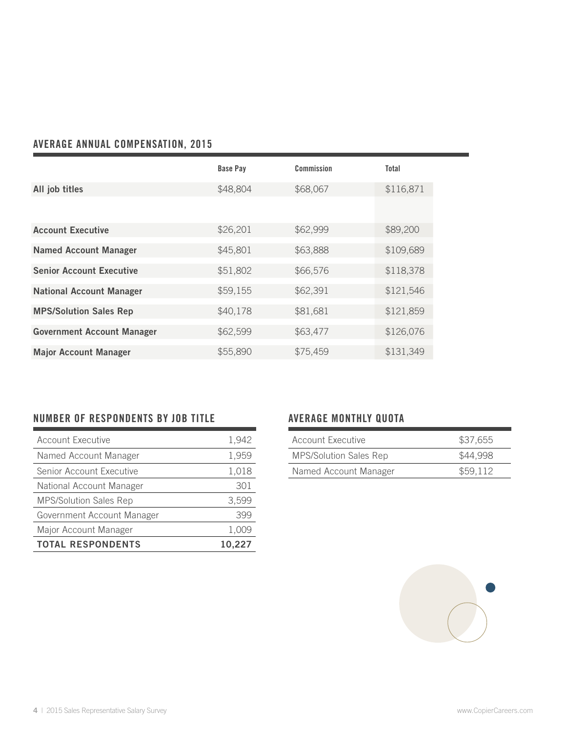## AVERAGE ANNUAL COMPENSATION, 2015

| | Base Pay | Commission | Total |
|---|---|---|---|
| **All job titles** | $48,804 | $68,067 | $116,871 |
| | | | |
| **Account Executive** | $26,201 | $62,999 | $89,200 |
| **Named Account Manager** | $45,801 | $63,888 | $109,689 |
| **Senior Account Executive** | $51,802 | $66,576 | $118,378 |
| **National Account Manager** | $59,155 | $62,391 | $121,546 |
| **MPS/Solution Sales Rep** | $40,178 | $81,681 | $121,859 |
| **Government Account Manager** | $62,599 | $63,477 | $126,076 |
| **Major Account Manager** | $55,890 | $75,459 | $131,349 |

## NUMBER OF RESPONDENTS BY JOB TITLE

| | |
|---|---|
| Account Executive | 1,942 |
| Named Account Manager | 1,959 |
| Senior Account Executive | 1,018 |
| National Account Manager | 301 |
| MPS/Solution Sales Rep | 3,599 |
| Government Account Manager | 399 |
| Major Account Manager | 1,009 |
| **TOTAL RESPONDENTS** | **10,227** |

## AVERAGE MONTHLY QUOTA

| | |
|---|---|
| Account Executive | $37,655 |
| MPS/Solution Sales Rep | $44,998 |
| Named Account Manager | $59,112 |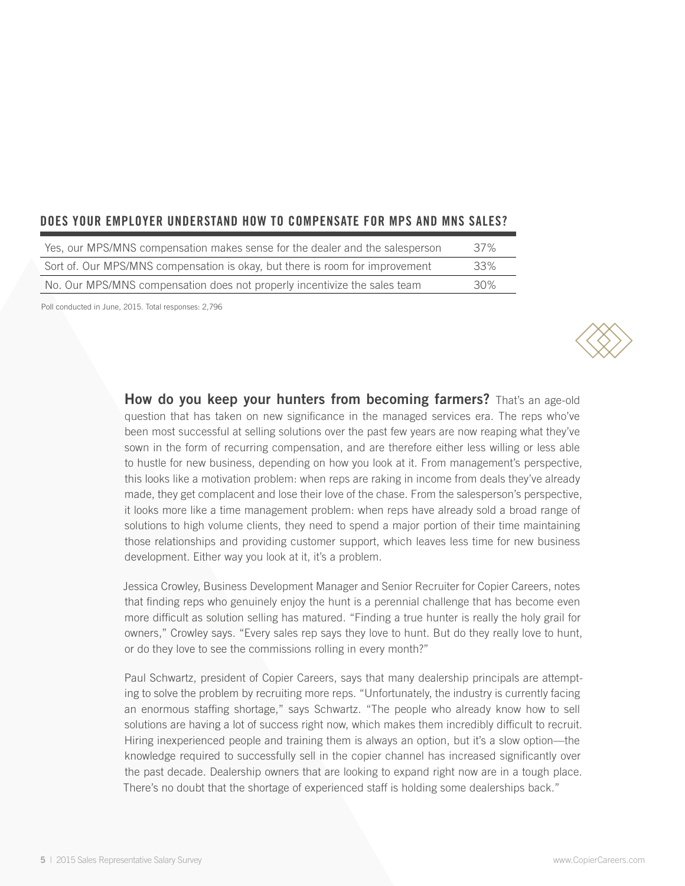## DOES YOUR EMPLOYER UNDERSTAND HOW TO COMPENSATE FOR MPS AND MNS SALES?

| | |
|---|---|
| Yes, our MPS/MNS compensation makes sense for the dealer and the salesperson | 37% |
| Sort of. Our MPS/MNS compensation is okay, but there is room for improvement | 33% |
| No. Our MPS/MNS compensation does not properly incentivize the sales team | 30% |

Poll conducted in June, 2015. Total responses: 2,796

**How do you keep your hunters from becoming farmers?** That's an age-old question that has taken on new significance in the managed services era. The reps who've been most successful at selling solutions over the past few years are now reaping what they've sown in the form of recurring compensation, and are therefore either less willing or less able to hustle for new business, depending on how you look at it. From management's perspective, this looks like a motivation problem: when reps are raking in income from deals they've already made, they get complacent and lose their love of the chase. From the salesperson's perspective, it looks more like a time management problem: when reps have already sold a broad range of solutions to high volume clients, they need to spend a major portion of their time maintaining those relationships and providing customer support, which leaves less time for new business development. Either way you look at it, it's a problem.

Jessica Crowley, Business Development Manager and Senior Recruiter for Copier Careers, notes that finding reps who genuinely enjoy the hunt is a perennial challenge that has become even more difficult as solution selling has matured. "Finding a true hunter is really the holy grail for owners," Crowley says. "Every sales rep says they love to hunt. But do they really love to hunt, or do they love to see the commissions rolling in every month?"

Paul Schwartz, president of Copier Careers, says that many dealership principals are attempting to solve the problem by recruiting more reps. "Unfortunately, the industry is currently facing an enormous staffing shortage," says Schwartz. "The people who already know how to sell solutions are having a lot of success right now, which makes them incredibly difficult to recruit. Hiring inexperienced people and training them is always an option, but it's a slow option—the knowledge required to successfully sell in the copier channel has increased significantly over the past decade. Dealership owners that are looking to expand right now are in a tough place. There's no doubt that the shortage of experienced staff is holding some dealerships back."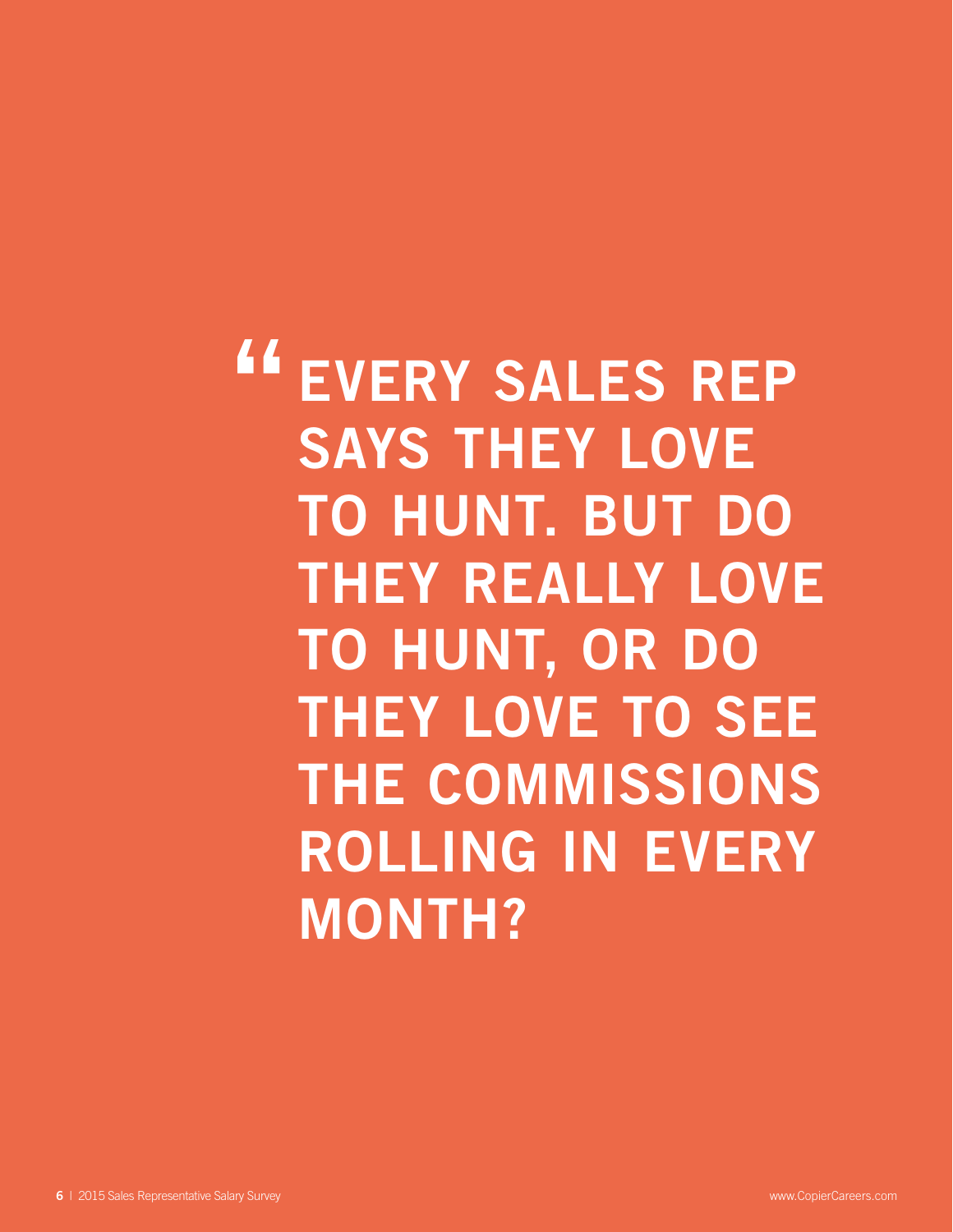> **"EVERY SALES REP SAYS THEY LOVE TO HUNT. BUT DO THEY REALLY LOVE TO HUNT, OR DO THEY LOVE TO SEE THE COMMISSIONS ROLLING IN EVERY MONTH?**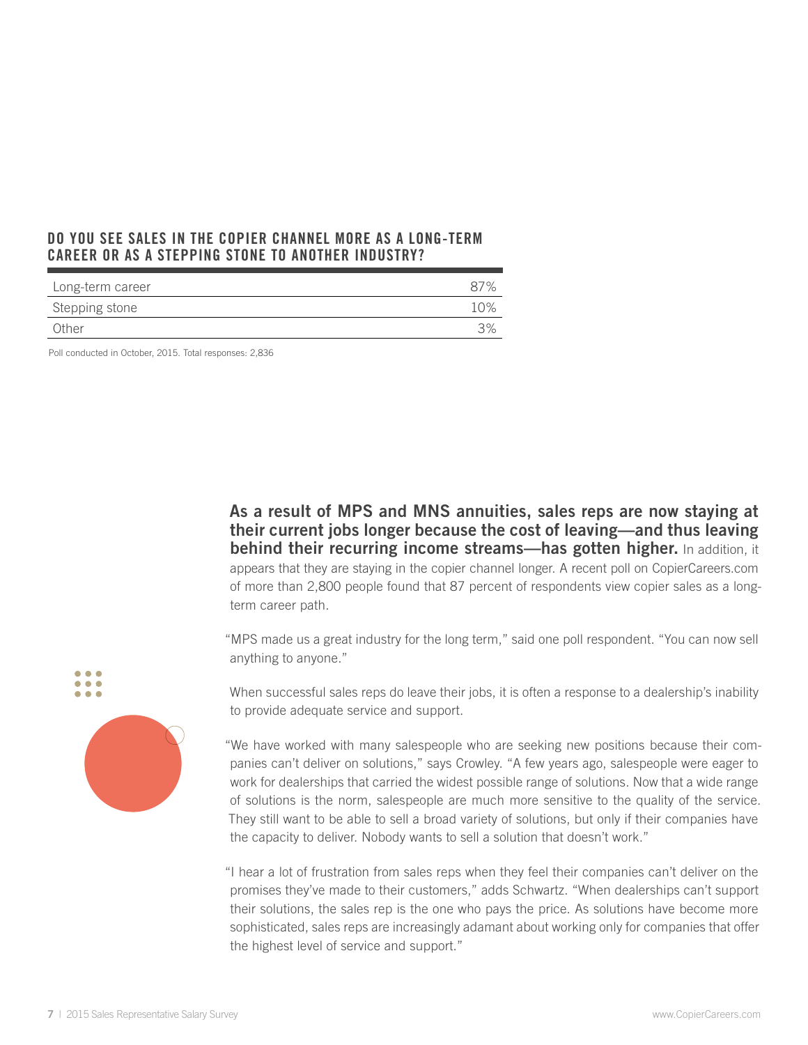### DO YOU SEE SALES IN THE COPIER CHANNEL MORE AS A LONG-TERM CAREER OR AS A STEPPING STONE TO ANOTHER INDUSTRY?

| | |
|---|---|
| Long-term career | 87% |
| Stepping stone | 10% |
| Other | 3% |

Poll conducted in October, 2015. Total responses: 2,836

**As a result of MPS and MNS annuities, sales reps are now staying at their current jobs longer because the cost of leaving—and thus leaving behind their recurring income streams—has gotten higher.** In addition, it appears that they are staying in the copier channel longer. A recent poll on CopierCareers.com of more than 2,800 people found that 87 percent of respondents view copier sales as a long-term career path.

"MPS made us a great industry for the long term," said one poll respondent. "You can now sell anything to anyone."

When successful sales reps do leave their jobs, it is often a response to a dealership's inability to provide adequate service and support.

"We have worked with many salespeople who are seeking new positions because their companies can't deliver on solutions," says Crowley. "A few years ago, salespeople were eager to work for dealerships that carried the widest possible range of solutions. Now that a wide range of solutions is the norm, salespeople are much more sensitive to the quality of the service. They still want to be able to sell a broad variety of solutions, but only if their companies have the capacity to deliver. Nobody wants to sell a solution that doesn't work."

"I hear a lot of frustration from sales reps when they feel their companies can't deliver on the promises they've made to their customers," adds Schwartz. "When dealerships can't support their solutions, the sales rep is the one who pays the price. As solutions have become more sophisticated, sales reps are increasingly adamant about working only for companies that offer the highest level of service and support."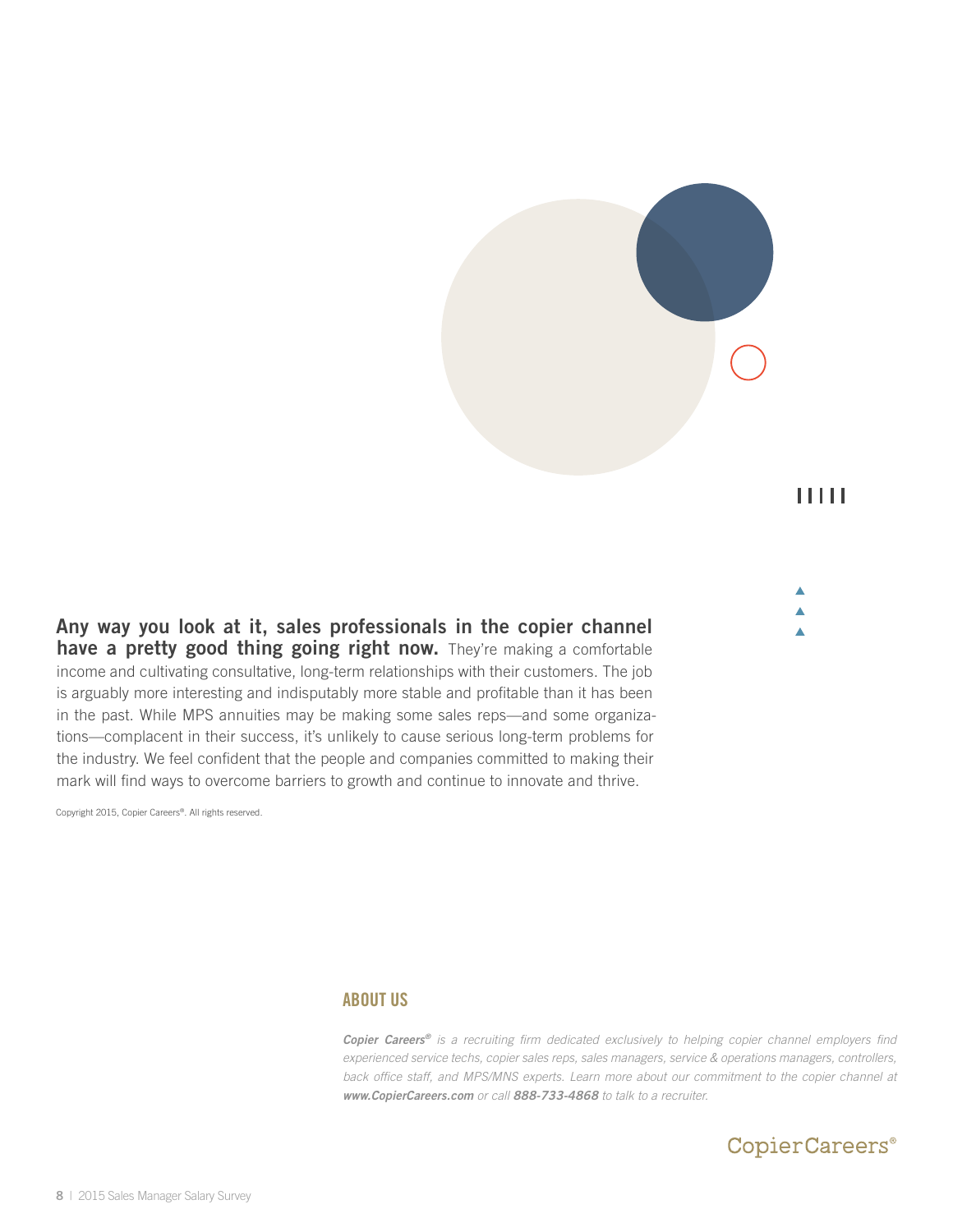**Any way you look at it, sales professionals in the copier channel have a pretty good thing going right now.** They're making a comfortable income and cultivating consultative, long-term relationships with their customers. The job is arguably more interesting and indisputably more stable and profitable than it has been in the past. While MPS annuities may be making some sales reps—and some organizations—complacent in their success, it's unlikely to cause serious long-term problems for the industry. We feel confident that the people and companies committed to making their mark will find ways to overcome barriers to growth and continue to innovate and thrive.

Copyright 2015, Copier Careers®. All rights reserved.

## ABOUT US

***Copier Careers®*** *is a recruiting firm dedicated exclusively to helping copier channel employers find experienced service techs, copier sales reps, sales managers, service & operations managers, controllers, back office staff, and MPS/MNS experts. Learn more about our commitment to the copier channel at* ***www.CopierCareers.com*** *or call* ***888-733-4868*** *to talk to a recruiter.*

CopierCareers®